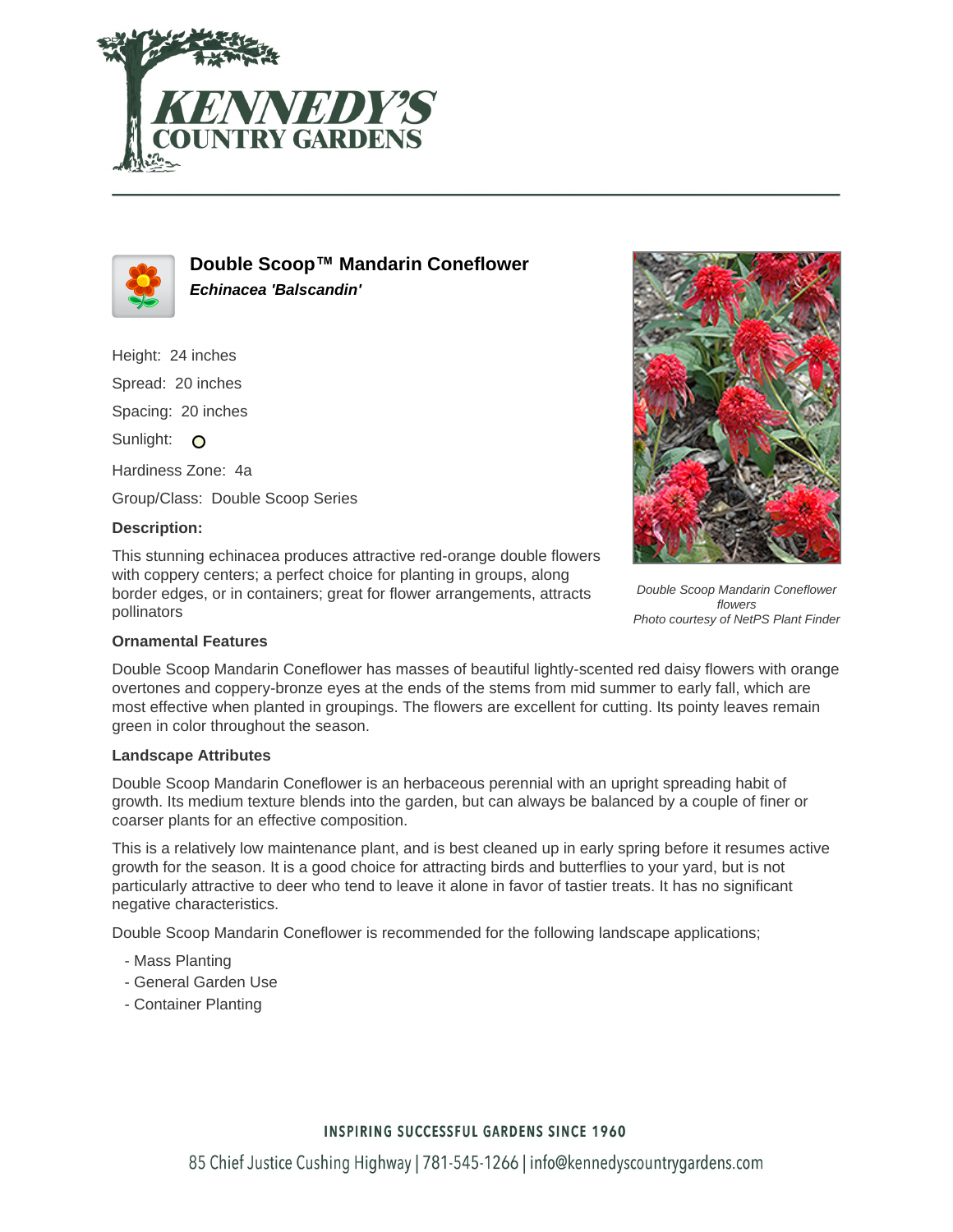# Double Scoop™ Mandarin Coneflower

***Echinacea 'Balscandin'***

Height: 24 inches

Spread: 20 inches

Spacing: 20 inches

Sunlight:

Hardiness Zone: 4a

Group/Class: Double Scoop Series

**Description:**

This stunning echinacea produces attractive red-orange double flowers with coppery centers; a perfect choice for planting in groups, along border edges, or in containers; great for flower arrangements, attracts pollinators

*Double Scoop Mandarin Coneflower flowers*
*Photo courtesy of NetPS Plant Finder*

**Ornamental Features**

Double Scoop Mandarin Coneflower has masses of beautiful lightly-scented red daisy flowers with orange overtones and coppery-bronze eyes at the ends of the stems from mid summer to early fall, which are most effective when planted in groupings. The flowers are excellent for cutting. Its pointy leaves remain green in color throughout the season.

**Landscape Attributes**

Double Scoop Mandarin Coneflower is an herbaceous perennial with an upright spreading habit of growth. Its medium texture blends into the garden, but can always be balanced by a couple of finer or coarser plants for an effective composition.

This is a relatively low maintenance plant, and is best cleaned up in early spring before it resumes active growth for the season. It is a good choice for attracting birds and butterflies to your yard, but is not particularly attractive to deer who tend to leave it alone in favor of tastier treats. It has no significant negative characteristics.

Double Scoop Mandarin Coneflower is recommended for the following landscape applications;

- Mass Planting
- General Garden Use
- Container Planting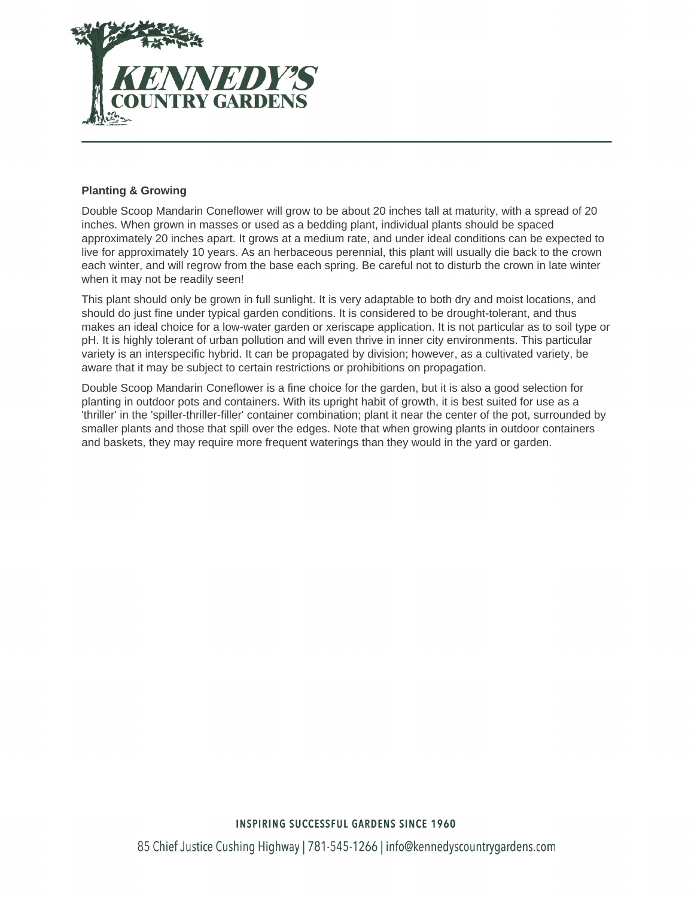**Planting & Growing**

Double Scoop Mandarin Coneflower will grow to be about 20 inches tall at maturity, with a spread of 20 inches. When grown in masses or used as a bedding plant, individual plants should be spaced approximately 20 inches apart. It grows at a medium rate, and under ideal conditions can be expected to live for approximately 10 years. As an herbaceous perennial, this plant will usually die back to the crown each winter, and will regrow from the base each spring. Be careful not to disturb the crown in late winter when it may not be readily seen!

This plant should only be grown in full sunlight. It is very adaptable to both dry and moist locations, and should do just fine under typical garden conditions. It is considered to be drought-tolerant, and thus makes an ideal choice for a low-water garden or xeriscape application. It is not particular as to soil type or pH. It is highly tolerant of urban pollution and will even thrive in inner city environments. This particular variety is an interspecific hybrid. It can be propagated by division; however, as a cultivated variety, be aware that it may be subject to certain restrictions or prohibitions on propagation.

Double Scoop Mandarin Coneflower is a fine choice for the garden, but it is also a good selection for planting in outdoor pots and containers. With its upright habit of growth, it is best suited for use as a 'thriller' in the 'spiller-thriller-filler' container combination; plant it near the center of the pot, surrounded by smaller plants and those that spill over the edges. Note that when growing plants in outdoor containers and baskets, they may require more frequent waterings than they would in the yard or garden.